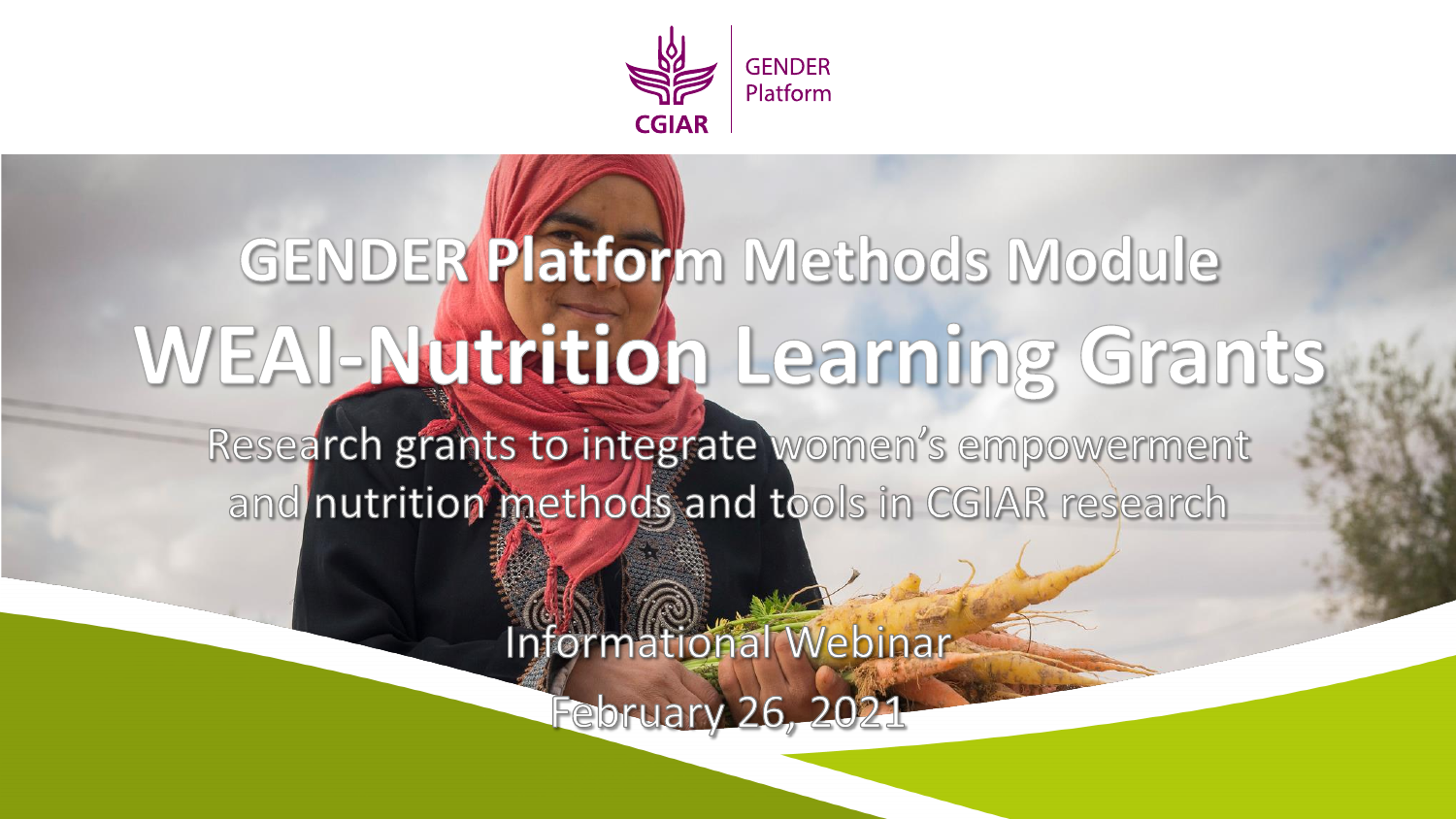CGIAR GENDER Platform

# GENDER Platform Methods Module

# WEAI-Nutrition Learning Grants

Research grants to integrate women's empowerment and nutrition methods and tools in CGIAR research

Informational Webinar

February 26, 2021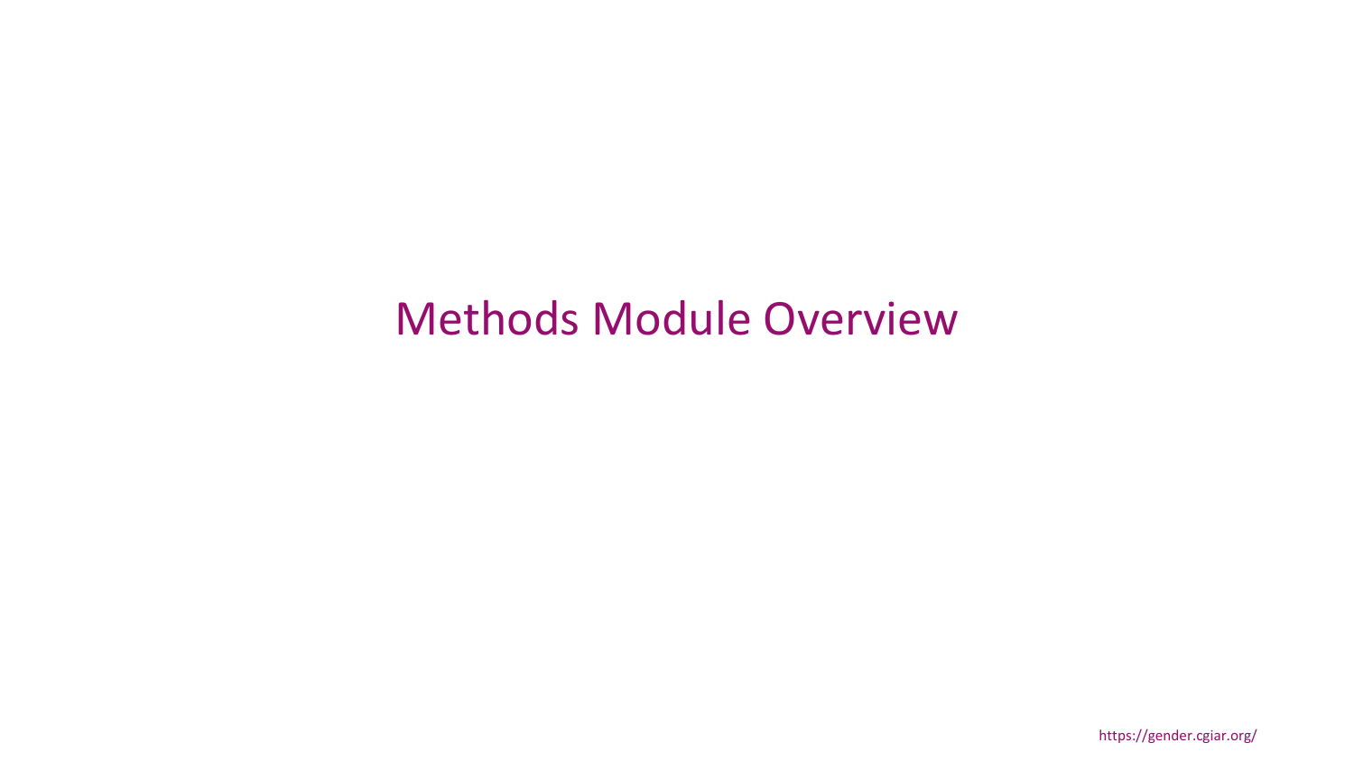# Methods Module Overview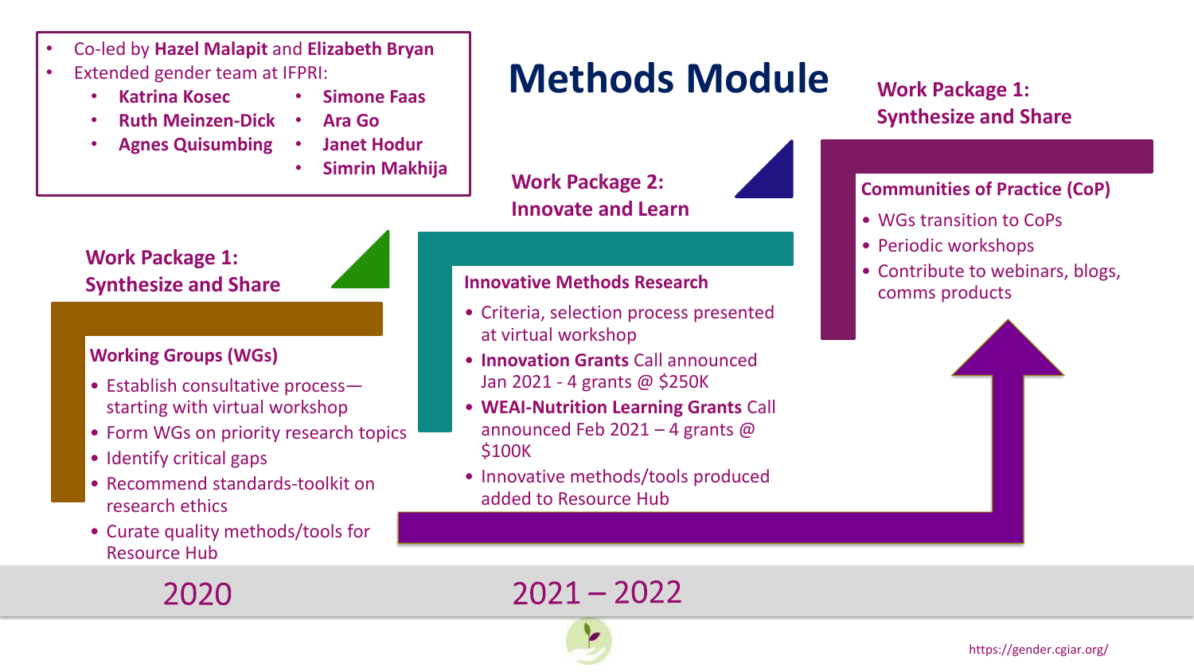# Methods Module

- Co-led by **Hazel Malapit** and **Elizabeth Bryan**
- Extended gender team at IFPRI:
  - **Katrina Kosec**
  - **Ruth Meinzen-Dick**
  - **Agnes Quisumbing**
  - **Simone Faas**
  - **Ara Go**
  - **Janet Hodur**
  - **Simrin Makhija**

## 2020

### Work Package 1: Synthesize and Share

**Working Groups (WGs)**

- Establish consultative process—starting with virtual workshop
- Form WGs on priority research topics
- Identify critical gaps
- Recommend standards-toolkit on research ethics
- Curate quality methods/tools for Resource Hub

## 2021 – 2022

### Work Package 2: Innovate and Learn

**Innovative Methods Research**

- Criteria, selection process presented at virtual workshop
- **Innovation Grants** Call announced Jan 2021 - 4 grants @ $250K
- **WEAI-Nutrition Learning Grants** Call announced Feb 2021 – 4 grants @ $100K
- Innovative methods/tools produced added to Resource Hub

### Work Package 1: Synthesize and Share

**Communities of Practice (CoP)**

- WGs transition to CoPs
- Periodic workshops
- Contribute to webinars, blogs, comms products

https://gender.cgiar.org/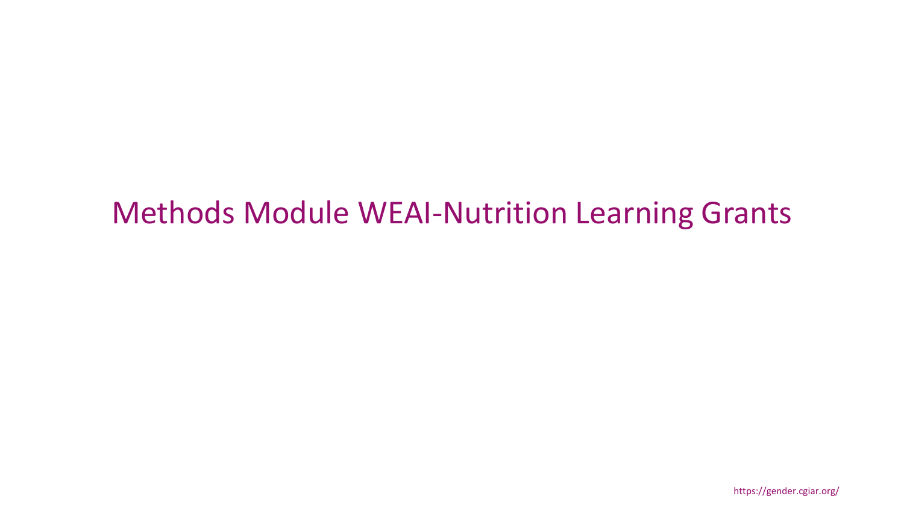# Methods Module WEAI-Nutrition Learning Grants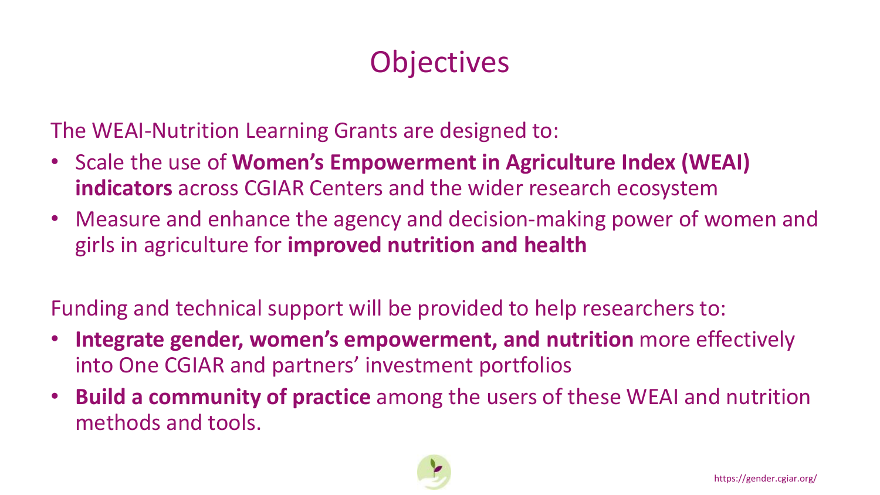# Objectives

The WEAI-Nutrition Learning Grants are designed to:

- Scale the use of **Women's Empowerment in Agriculture Index (WEAI) indicators** across CGIAR Centers and the wider research ecosystem
- Measure and enhance the agency and decision-making power of women and girls in agriculture for **improved nutrition and health**

Funding and technical support will be provided to help researchers to:

- **Integrate gender, women's empowerment, and nutrition** more effectively into One CGIAR and partners' investment portfolios
- **Build a community of practice** among the users of these WEAI and nutrition methods and tools.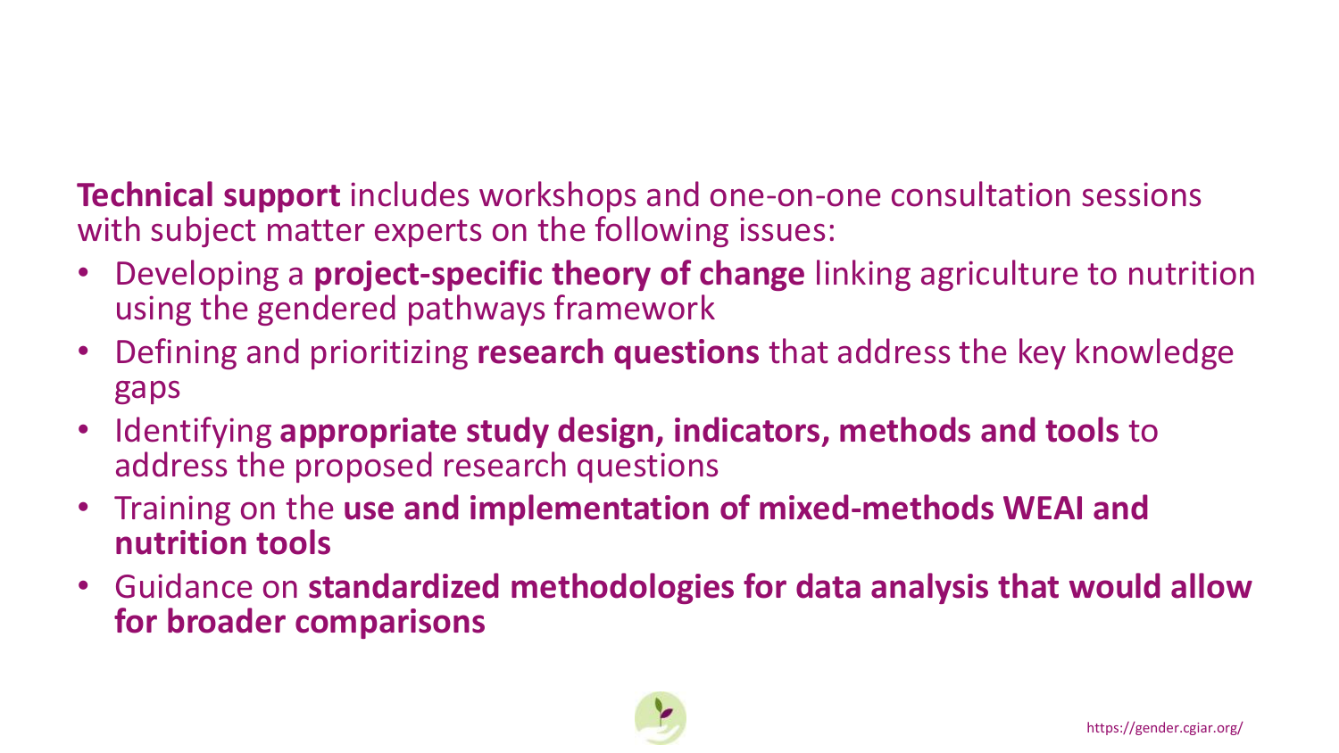**Technical support** includes workshops and one-on-one consultation sessions with subject matter experts on the following issues:

- Developing a **project-specific theory of change** linking agriculture to nutrition using the gendered pathways framework
- Defining and prioritizing **research questions** that address the key knowledge gaps
- Identifying **appropriate study design, indicators, methods and tools** to address the proposed research questions
- Training on the **use and implementation of mixed-methods WEAI and nutrition tools**
- Guidance on **standardized methodologies for data analysis that would allow for broader comparisons**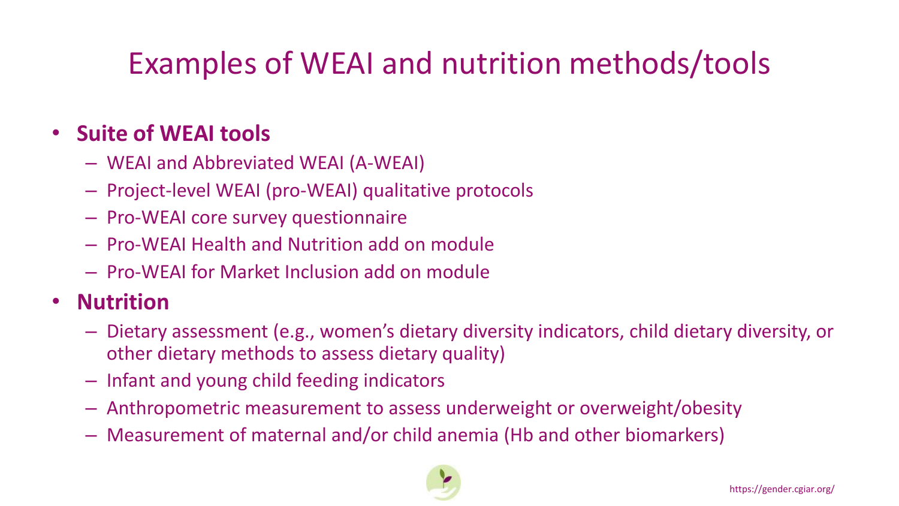# Examples of WEAI and nutrition methods/tools

- **Suite of WEAI tools**
  - WEAI and Abbreviated WEAI (A-WEAI)
  - Project-level WEAI (pro-WEAI) qualitative protocols
  - Pro-WEAI core survey questionnaire
  - Pro-WEAI Health and Nutrition add on module
  - Pro-WEAI for Market Inclusion add on module
- **Nutrition**
  - Dietary assessment (e.g., women's dietary diversity indicators, child dietary diversity, or other dietary methods to assess dietary quality)
  - Infant and young child feeding indicators
  - Anthropometric measurement to assess underweight or overweight/obesity
  - Measurement of maternal and/or child anemia (Hb and other biomarkers)

https://gender.cgiar.org/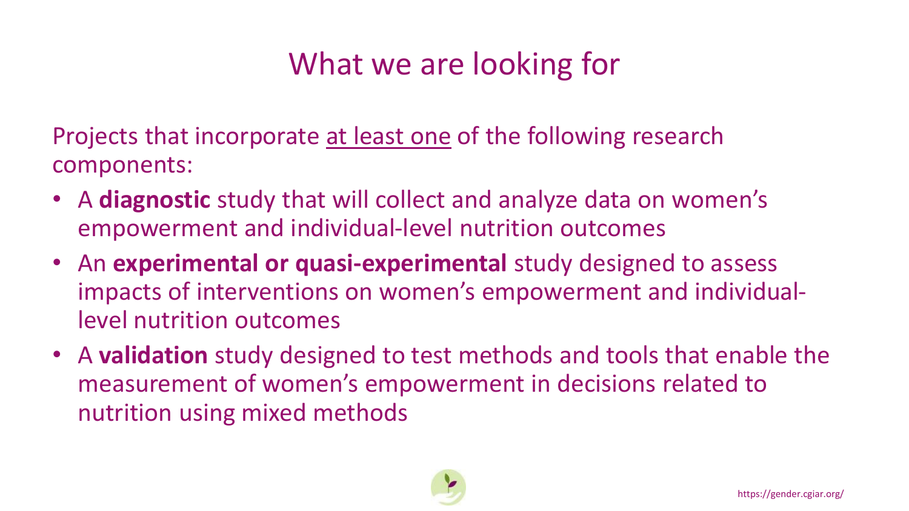# What we are looking for

Projects that incorporate <u>at least one</u> of the following research components:

- A **diagnostic** study that will collect and analyze data on women's empowerment and individual-level nutrition outcomes
- An **experimental or quasi-experimental** study designed to assess impacts of interventions on women's empowerment and individual-level nutrition outcomes
- A **validation** study designed to test methods and tools that enable the measurement of women's empowerment in decisions related to nutrition using mixed methods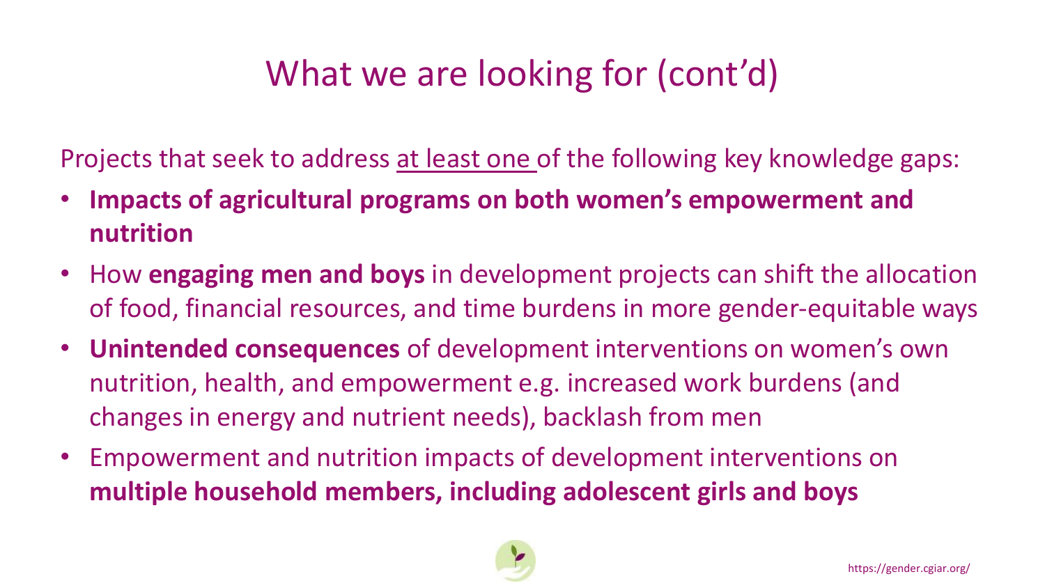# What we are looking for (cont'd)

Projects that seek to address <u>at least one</u> of the following key knowledge gaps:

- **Impacts of agricultural programs on both women's empowerment and nutrition**
- How **engaging men and boys** in development projects can shift the allocation of food, financial resources, and time burdens in more gender-equitable ways
- **Unintended consequences** of development interventions on women's own nutrition, health, and empowerment e.g. increased work burdens (and changes in energy and nutrient needs), backlash from men
- Empowerment and nutrition impacts of development interventions on **multiple household members, including adolescent girls and boys**

https://gender.cgiar.org/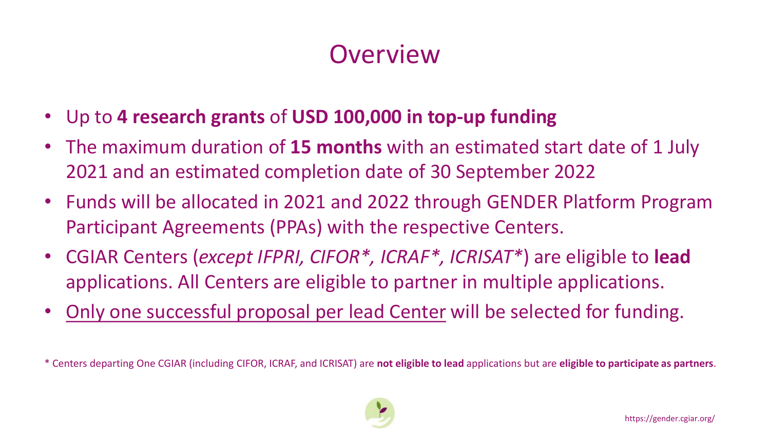# Overview

- Up to **4 research grants** of **USD 100,000 in top-up funding**
- The maximum duration of **15 months** with an estimated start date of 1 July 2021 and an estimated completion date of 30 September 2022
- Funds will be allocated in 2021 and 2022 through GENDER Platform Program Participant Agreements (PPAs) with the respective Centers.
- CGIAR Centers (*except IFPRI, CIFOR*, ICRAF*, ICRISAT**) are eligible to **lead** applications. All Centers are eligible to partner in multiple applications.
- <u>Only one successful proposal per lead Center</u> will be selected for funding.

* Centers departing One CGIAR (including CIFOR, ICRAF, and ICRISAT) are **not eligible to lead** applications but are **eligible to participate as partners**.

https://gender.cgiar.org/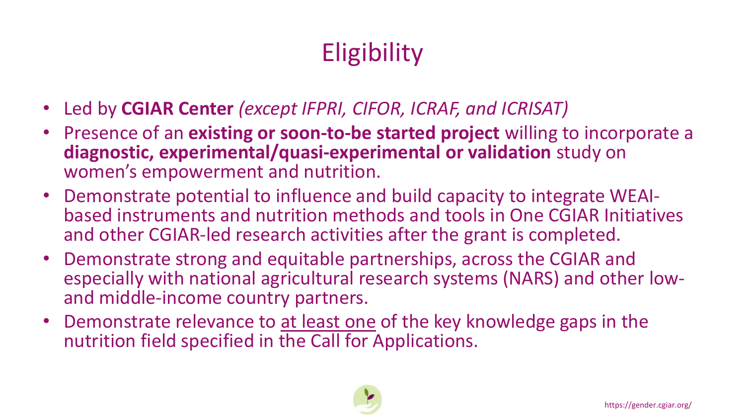# Eligibility

- Led by **CGIAR Center** *(except IFPRI, CIFOR, ICRAF, and ICRISAT)*
- Presence of an **existing or soon-to-be started project** willing to incorporate a **diagnostic, experimental/quasi-experimental or validation** study on women's empowerment and nutrition.
- Demonstrate potential to influence and build capacity to integrate WEAI-based instruments and nutrition methods and tools in One CGIAR Initiatives and other CGIAR-led research activities after the grant is completed.
- Demonstrate strong and equitable partnerships, across the CGIAR and especially with national agricultural research systems (NARS) and other low- and middle-income country partners.
- Demonstrate relevance to <u>at least one</u> of the key knowledge gaps in the nutrition field specified in the Call for Applications.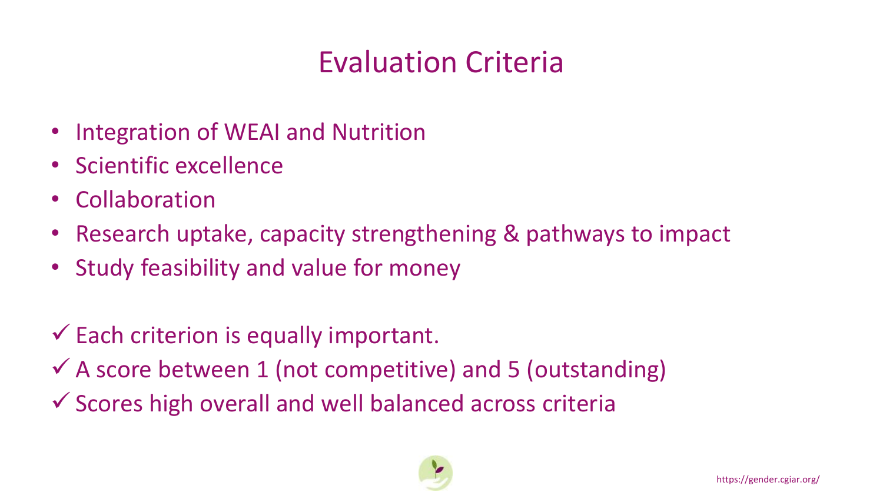# Evaluation Criteria

- Integration of WEAI and Nutrition
- Scientific excellence
- Collaboration
- Research uptake, capacity strengthening & pathways to impact
- Study feasibility and value for money

✓ Each criterion is equally important.

✓ A score between 1 (not competitive) and 5 (outstanding)

✓ Scores high overall and well balanced across criteria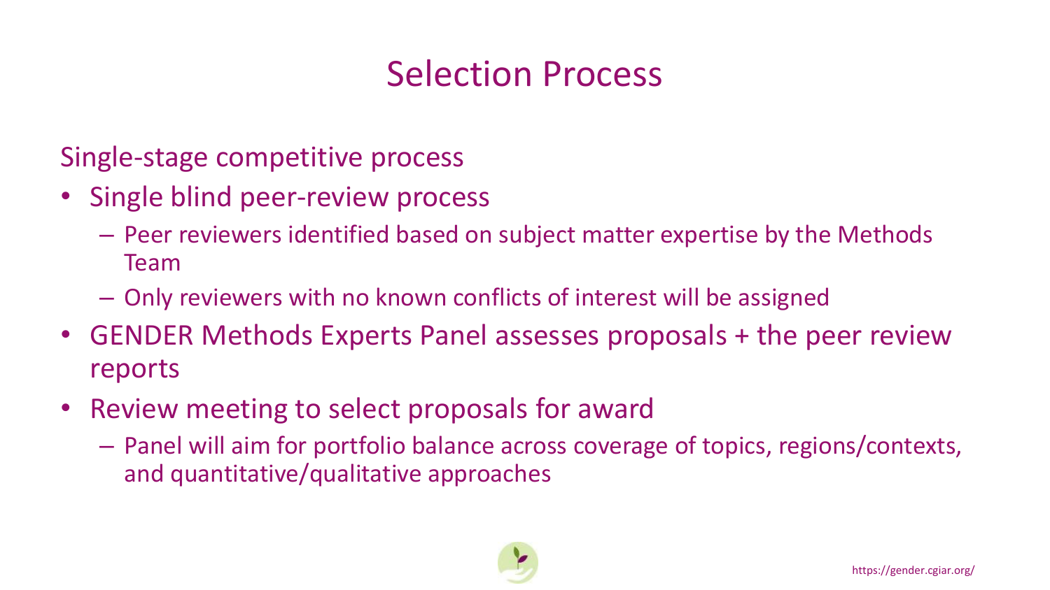# Selection Process

Single-stage competitive process

- Single blind peer-review process
  - Peer reviewers identified based on subject matter expertise by the Methods Team
  - Only reviewers with no known conflicts of interest will be assigned
- GENDER Methods Experts Panel assesses proposals + the peer review reports
- Review meeting to select proposals for award
  - Panel will aim for portfolio balance across coverage of topics, regions/contexts, and quantitative/qualitative approaches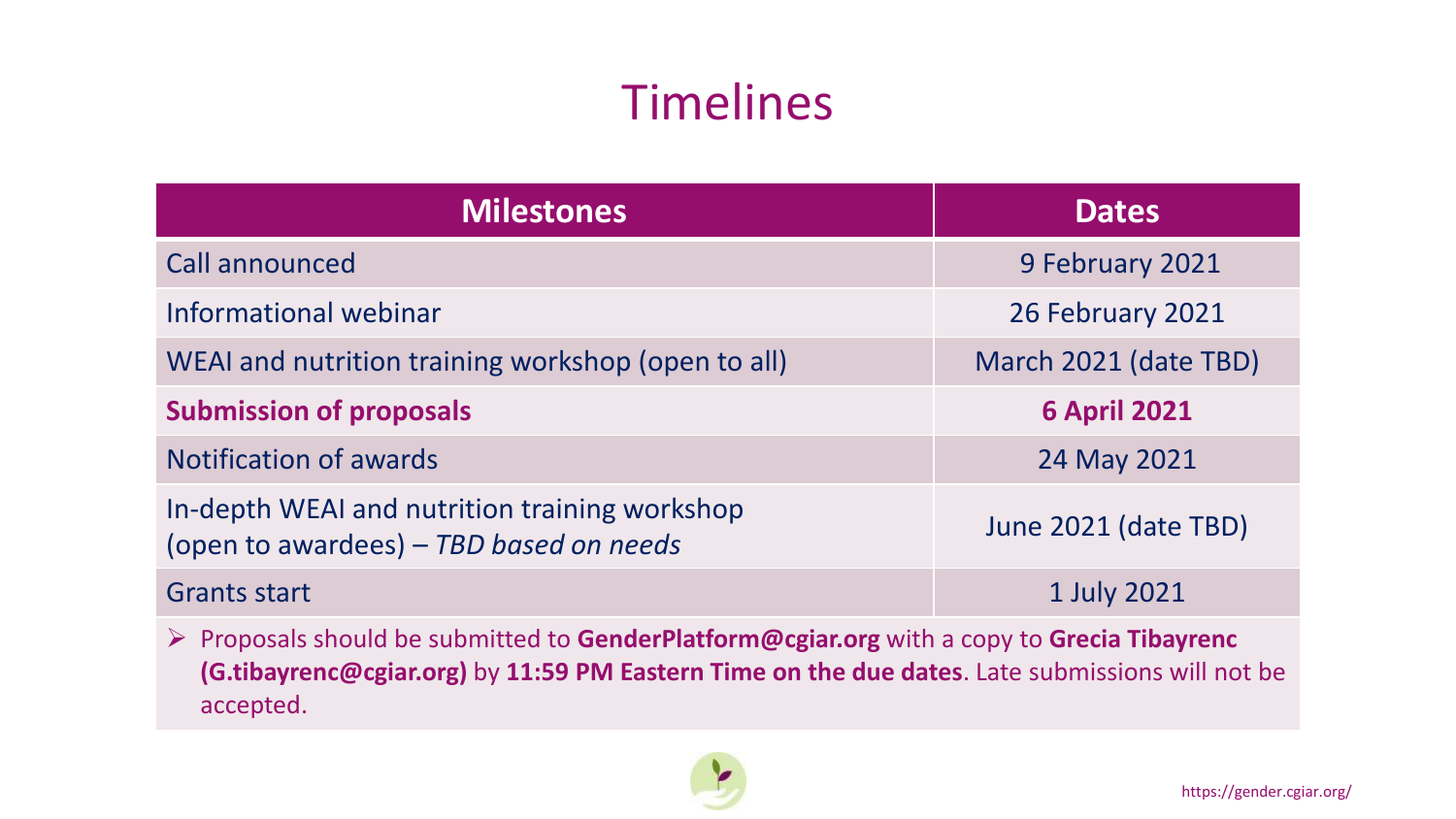# Timelines

| Milestones | Dates |
|---|---|
| Call announced | 9 February 2021 |
| Informational webinar | 26 February 2021 |
| WEAI and nutrition training workshop (open to all) | March 2021 (date TBD) |
| **Submission of proposals** | **6 April 2021** |
| Notification of awards | 24 May 2021 |
| In-depth WEAI and nutrition training workshop (open to awardees) – *TBD based on needs* | June 2021 (date TBD) |
| Grants start | 1 July 2021 |

- Proposals should be submitted to **GenderPlatform@cgiar.org** with a copy to **Grecia Tibayrenc (G.tibayrenc@cgiar.org)** by **11:59 PM Eastern Time on the due dates**. Late submissions will not be accepted.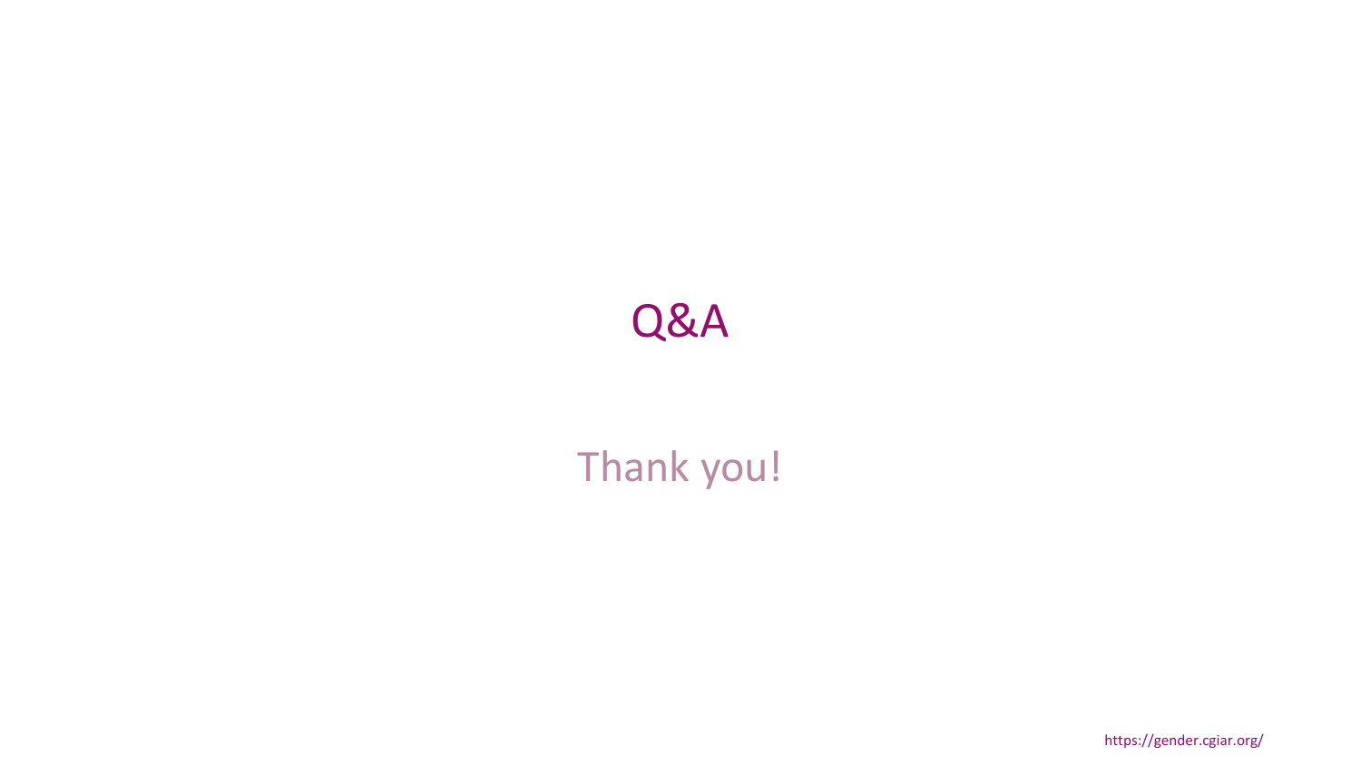# Q&A

Thank you!

https://gender.cgiar.org/